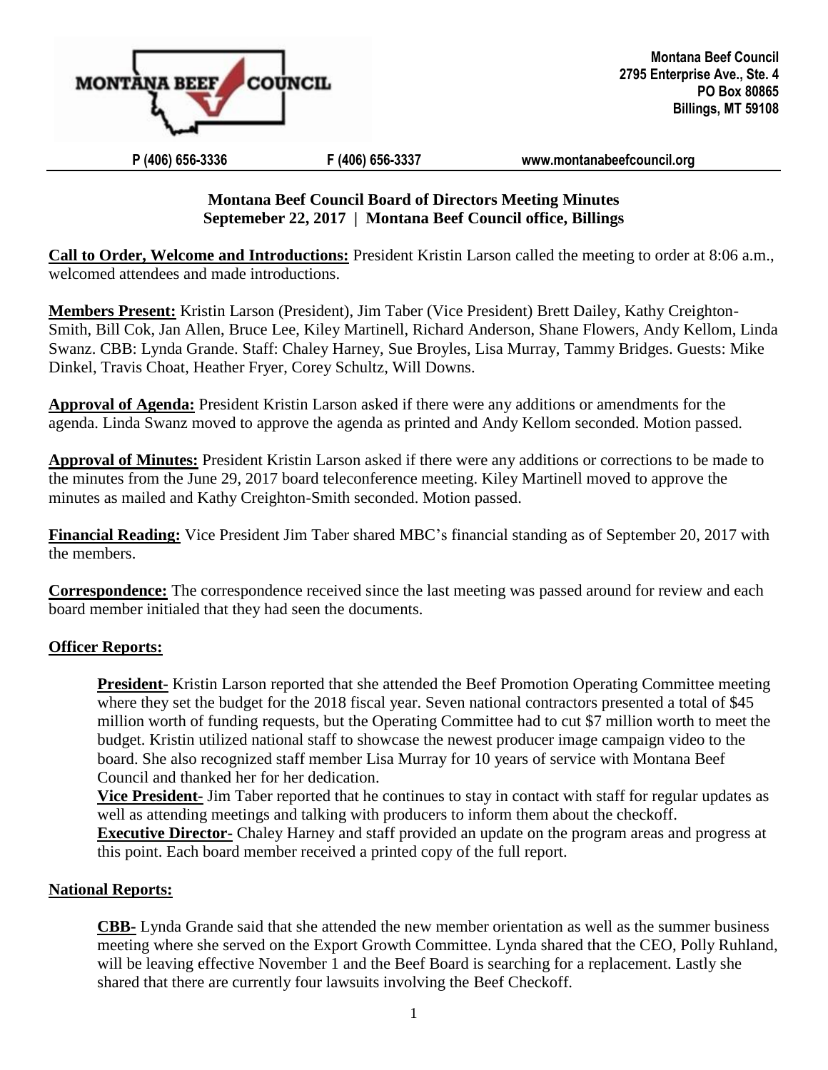**Montana Beef Council**
**2795 Enterprise Ave., Ste. 4**
**PO Box 80865**
**Billings, MT 59108**

**P (406) 656-3336 F (406) 656-3337 www.montanabeefcouncil.org**

## Montana Beef Council Board of Directors Meeting Minutes
## Septemeber 22, 2017 | Montana Beef Council office, Billings

**Call to Order, Welcome and Introductions:** President Kristin Larson called the meeting to order at 8:06 a.m., welcomed attendees and made introductions.

**Members Present:** Kristin Larson (President), Jim Taber (Vice President) Brett Dailey, Kathy Creighton-Smith, Bill Cok, Jan Allen, Bruce Lee, Kiley Martinell, Richard Anderson, Shane Flowers, Andy Kellom, Linda Swanz. CBB: Lynda Grande. Staff: Chaley Harney, Sue Broyles, Lisa Murray, Tammy Bridges. Guests: Mike Dinkel, Travis Choat, Heather Fryer, Corey Schultz, Will Downs.

**Approval of Agenda:** President Kristin Larson asked if there were any additions or amendments for the agenda. Linda Swanz moved to approve the agenda as printed and Andy Kellom seconded. Motion passed.

**Approval of Minutes:** President Kristin Larson asked if there were any additions or corrections to be made to the minutes from the June 29, 2017 board teleconference meeting. Kiley Martinell moved to approve the minutes as mailed and Kathy Creighton-Smith seconded. Motion passed.

**Financial Reading:** Vice President Jim Taber shared MBC's financial standing as of September 20, 2017 with the members.

**Correspondence:** The correspondence received since the last meeting was passed around for review and each board member initialed that they had seen the documents.

**Officer Reports:**

**President-** Kristin Larson reported that she attended the Beef Promotion Operating Committee meeting where they set the budget for the 2018 fiscal year. Seven national contractors presented a total of $45 million worth of funding requests, but the Operating Committee had to cut $7 million worth to meet the budget. Kristin utilized national staff to showcase the newest producer image campaign video to the board. She also recognized staff member Lisa Murray for 10 years of service with Montana Beef Council and thanked her for her dedication.

**Vice President-** Jim Taber reported that he continues to stay in contact with staff for regular updates as well as attending meetings and talking with producers to inform them about the checkoff.

**Executive Director-** Chaley Harney and staff provided an update on the program areas and progress at this point. Each board member received a printed copy of the full report.

**National Reports:**

**CBB-** Lynda Grande said that she attended the new member orientation as well as the summer business meeting where she served on the Export Growth Committee. Lynda shared that the CEO, Polly Ruhland, will be leaving effective November 1 and the Beef Board is searching for a replacement. Lastly she shared that there are currently four lawsuits involving the Beef Checkoff.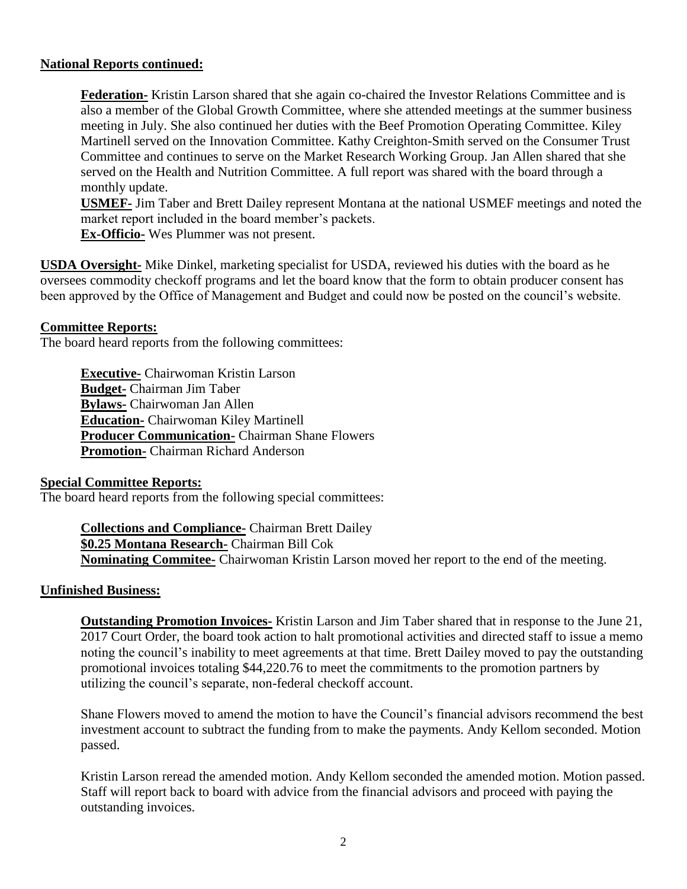## National Reports continued:

**Federation-** Kristin Larson shared that she again co-chaired the Investor Relations Committee and is also a member of the Global Growth Committee, where she attended meetings at the summer business meeting in July. She also continued her duties with the Beef Promotion Operating Committee. Kiley Martinell served on the Innovation Committee. Kathy Creighton-Smith served on the Consumer Trust Committee and continues to serve on the Market Research Working Group. Jan Allen shared that she served on the Health and Nutrition Committee. A full report was shared with the board through a monthly update.

**USMEF-** Jim Taber and Brett Dailey represent Montana at the national USMEF meetings and noted the market report included in the board member's packets.

**Ex-Officio-** Wes Plummer was not present.

**USDA Oversight-** Mike Dinkel, marketing specialist for USDA, reviewed his duties with the board as he oversees commodity checkoff programs and let the board know that the form to obtain producer consent has been approved by the Office of Management and Budget and could now be posted on the council's website.

## Committee Reports:

The board heard reports from the following committees:

**Executive-** Chairwoman Kristin Larson
**Budget-** Chairman Jim Taber
**Bylaws-** Chairwoman Jan Allen
**Education-** Chairwoman Kiley Martinell
**Producer Communication-** Chairman Shane Flowers
**Promotion-** Chairman Richard Anderson

## Special Committee Reports:

The board heard reports from the following special committees:

**Collections and Compliance-** Chairman Brett Dailey
**$0.25 Montana Research-** Chairman Bill Cok
**Nominating Commitee-** Chairwoman Kristin Larson moved her report to the end of the meeting.

## Unfinished Business:

**Outstanding Promotion Invoices-** Kristin Larson and Jim Taber shared that in response to the June 21, 2017 Court Order, the board took action to halt promotional activities and directed staff to issue a memo noting the council's inability to meet agreements at that time. Brett Dailey moved to pay the outstanding promotional invoices totaling $44,220.76 to meet the commitments to the promotion partners by utilizing the council's separate, non-federal checkoff account.

Shane Flowers moved to amend the motion to have the Council's financial advisors recommend the best investment account to subtract the funding from to make the payments. Andy Kellom seconded. Motion passed.

Kristin Larson reread the amended motion. Andy Kellom seconded the amended motion. Motion passed. Staff will report back to board with advice from the financial advisors and proceed with paying the outstanding invoices.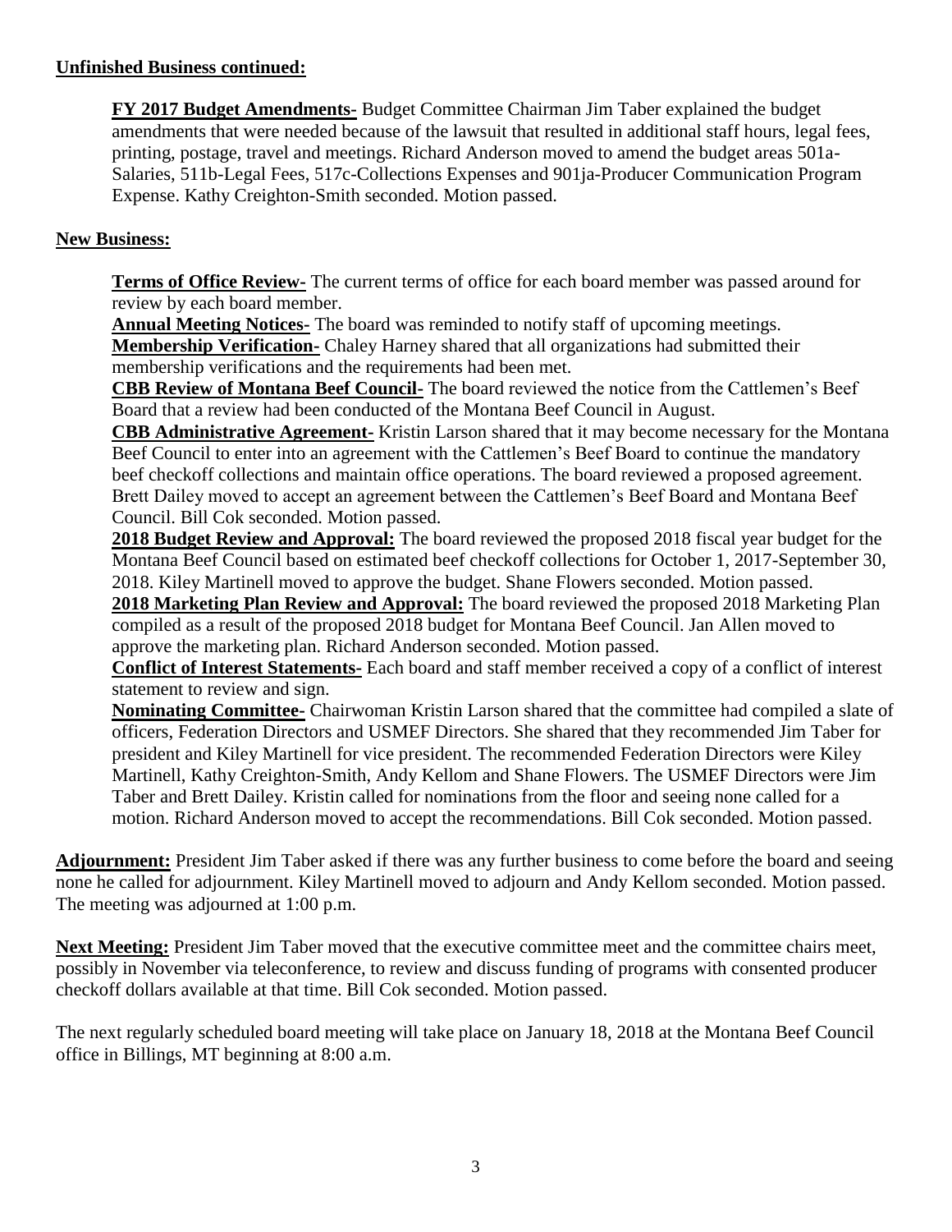**Unfinished Business continued:**

**FY 2017 Budget Amendments-** Budget Committee Chairman Jim Taber explained the budget amendments that were needed because of the lawsuit that resulted in additional staff hours, legal fees, printing, postage, travel and meetings. Richard Anderson moved to amend the budget areas 501a-Salaries, 511b-Legal Fees, 517c-Collections Expenses and 901ja-Producer Communication Program Expense. Kathy Creighton-Smith seconded. Motion passed.

**New Business:**

**Terms of Office Review-** The current terms of office for each board member was passed around for review by each board member.

**Annual Meeting Notices-** The board was reminded to notify staff of upcoming meetings.

**Membership Verification-** Chaley Harney shared that all organizations had submitted their membership verifications and the requirements had been met.

**CBB Review of Montana Beef Council-** The board reviewed the notice from the Cattlemen's Beef Board that a review had been conducted of the Montana Beef Council in August.

**CBB Administrative Agreement-** Kristin Larson shared that it may become necessary for the Montana Beef Council to enter into an agreement with the Cattlemen's Beef Board to continue the mandatory beef checkoff collections and maintain office operations. The board reviewed a proposed agreement. Brett Dailey moved to accept an agreement between the Cattlemen's Beef Board and Montana Beef Council. Bill Cok seconded. Motion passed.

**2018 Budget Review and Approval:** The board reviewed the proposed 2018 fiscal year budget for the Montana Beef Council based on estimated beef checkoff collections for October 1, 2017-September 30, 2018. Kiley Martinell moved to approve the budget. Shane Flowers seconded. Motion passed.

**2018 Marketing Plan Review and Approval:** The board reviewed the proposed 2018 Marketing Plan compiled as a result of the proposed 2018 budget for Montana Beef Council. Jan Allen moved to approve the marketing plan. Richard Anderson seconded. Motion passed.

**Conflict of Interest Statements-** Each board and staff member received a copy of a conflict of interest statement to review and sign.

**Nominating Committee-** Chairwoman Kristin Larson shared that the committee had compiled a slate of officers, Federation Directors and USMEF Directors. She shared that they recommended Jim Taber for president and Kiley Martinell for vice president. The recommended Federation Directors were Kiley Martinell, Kathy Creighton-Smith, Andy Kellom and Shane Flowers. The USMEF Directors were Jim Taber and Brett Dailey. Kristin called for nominations from the floor and seeing none called for a motion. Richard Anderson moved to accept the recommendations. Bill Cok seconded. Motion passed.

**Adjournment:** President Jim Taber asked if there was any further business to come before the board and seeing none he called for adjournment. Kiley Martinell moved to adjourn and Andy Kellom seconded. Motion passed. The meeting was adjourned at 1:00 p.m.

**Next Meeting:** President Jim Taber moved that the executive committee meet and the committee chairs meet, possibly in November via teleconference, to review and discuss funding of programs with consented producer checkoff dollars available at that time. Bill Cok seconded. Motion passed.

The next regularly scheduled board meeting will take place on January 18, 2018 at the Montana Beef Council office in Billings, MT beginning at 8:00 a.m.